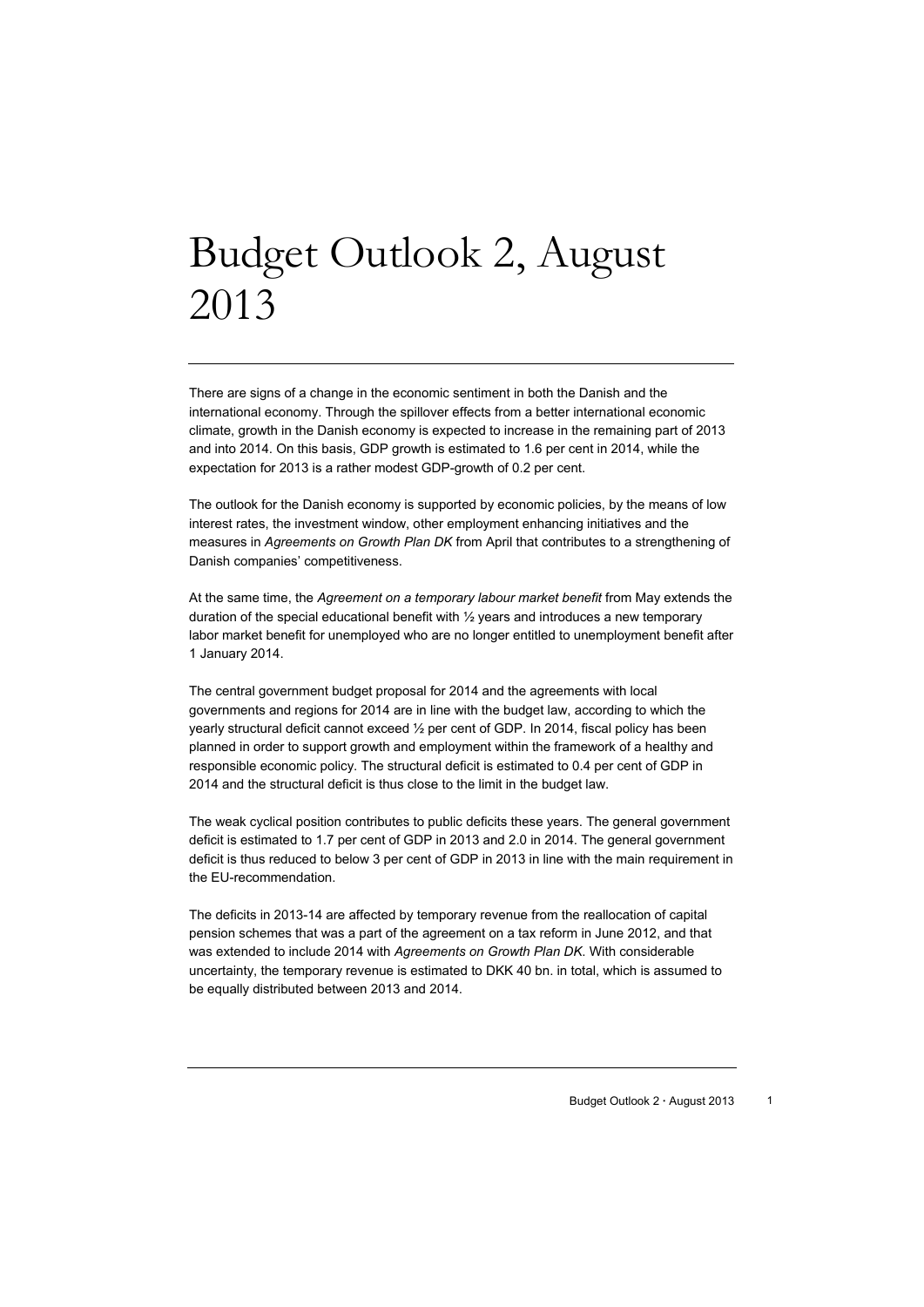# Budget Outlook 2, August 2013

There are signs of a change in the economic sentiment in both the Danish and the international economy. Through the spillover effects from a better international economic climate, growth in the Danish economy is expected to increase in the remaining part of 2013 and into 2014. On this basis, GDP growth is estimated to 1.6 per cent in 2014, while the expectation for 2013 is a rather modest GDP-growth of 0.2 per cent.

The outlook for the Danish economy is supported by economic policies, by the means of low interest rates, the investment window, other employment enhancing initiatives and the measures in *Agreements on Growth Plan DK* from April that contributes to a strengthening of Danish companies' competitiveness.

At the same time, the *Agreement on a temporary labour market benefit* from May extends the duration of the special educational benefit with ½ years and introduces a new temporary labor market benefit for unemployed who are no longer entitled to unemployment benefit after 1 January 2014.

The central government budget proposal for 2014 and the agreements with local governments and regions for 2014 are in line with the budget law, according to which the yearly structural deficit cannot exceed ½ per cent of GDP. In 2014, fiscal policy has been planned in order to support growth and employment within the framework of a healthy and responsible economic policy. The structural deficit is estimated to 0.4 per cent of GDP in 2014 and the structural deficit is thus close to the limit in the budget law.

The weak cyclical position contributes to public deficits these years. The general government deficit is estimated to 1.7 per cent of GDP in 2013 and 2.0 in 2014. The general government deficit is thus reduced to below 3 per cent of GDP in 2013 in line with the main requirement in the EU-recommendation.

The deficits in 2013-14 are affected by temporary revenue from the reallocation of capital pension schemes that was a part of the agreement on a tax reform in June 2012, and that was extended to include 2014 with *Agreements on Growth Plan DK*. With considerable uncertainty, the temporary revenue is estimated to DKK 40 bn. in total, which is assumed to be equally distributed between 2013 and 2014.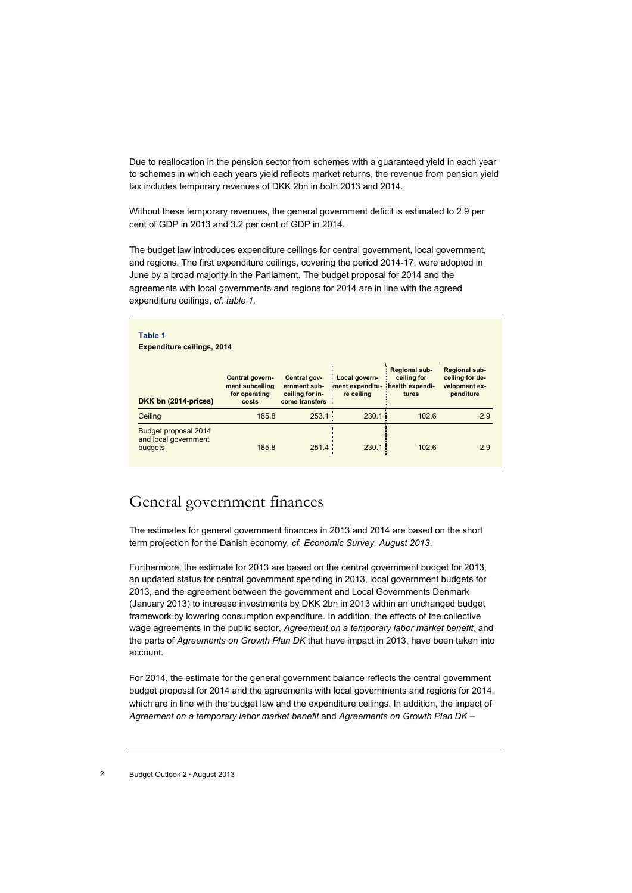Due to reallocation in the pension sector from schemes with a guaranteed yield in each year to schemes in which each years yield reflects market returns, the revenue from pension yield tax includes temporary revenues of DKK 2bn in both 2013 and 2014.

Without these temporary revenues, the general government deficit is estimated to 2.9 per cent of GDP in 2013 and 3.2 per cent of GDP in 2014.

The budget law introduces expenditure ceilings for central government, local government, and regions. The first expenditure ceilings, covering the period 2014-17, were adopted in June by a broad majority in the Parliament. The budget proposal for 2014 and the agreements with local governments and regions for 2014 are in line with the agreed expenditure ceilings, *cf. table 1.*

**Table 1**
**Expenditure ceilings, 2014**

| DKK bn (2014-prices) | Central government subceiling for operating costs | Central government subceiling for income transfers | Local government expenditure ceiling | Regional subceiling for health expenditures | Regional subceiling for development expenditure |
|---|---|---|---|---|---|
| Ceiling | 185.8 | 253.1 | 230.1 | 102.6 | 2.9 |
| Budget proposal 2014 and local government budgets | 185.8 | 251.4 | 230.1 | 102.6 | 2.9 |

# General government finances

The estimates for general government finances in 2013 and 2014 are based on the short term projection for the Danish economy, *cf. Economic Survey, August 2013*.

Furthermore, the estimate for 2013 are based on the central government budget for 2013, an updated status for central government spending in 2013, local government budgets for 2013, and the agreement between the government and Local Governments Denmark (January 2013) to increase investments by DKK 2bn in 2013 within an unchanged budget framework by lowering consumption expenditure. In addition, the effects of the collective wage agreements in the public sector, *Agreement on a temporary labor market benefit,* and the parts of *Agreements on Growth Plan DK* that have impact in 2013, have been taken into account.

For 2014, the estimate for the general government balance reflects the central government budget proposal for 2014 and the agreements with local governments and regions for 2014, which are in line with the budget law and the expenditure ceilings. In addition, the impact of *Agreement on a temporary labor market benefit* and *Agreements on Growth Plan DK –*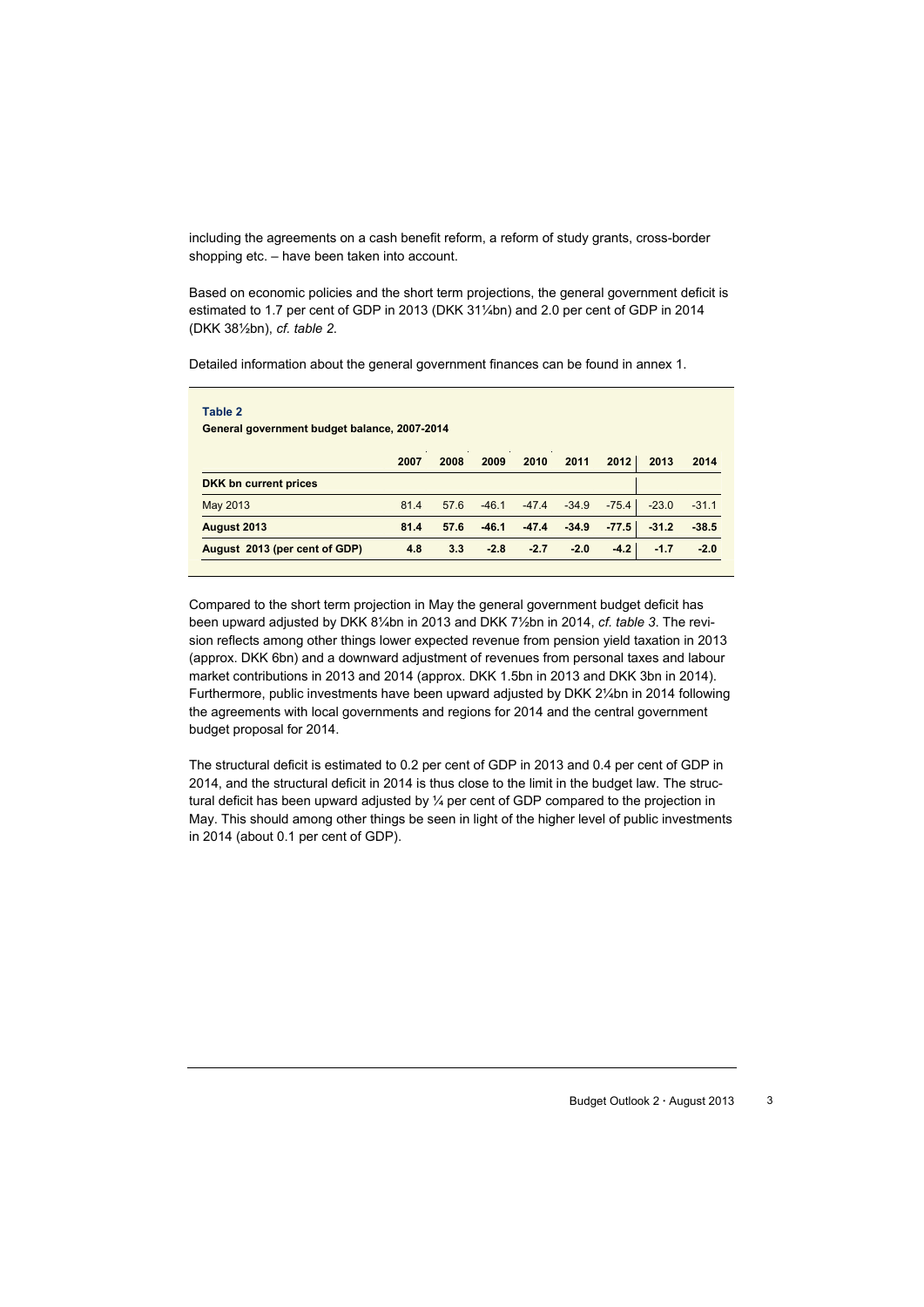including the agreements on a cash benefit reform, a reform of study grants, cross-border shopping etc. – have been taken into account.

Based on economic policies and the short term projections, the general government deficit is estimated to 1.7 per cent of GDP in 2013 (DKK 31¼bn) and 2.0 per cent of GDP in 2014 (DKK 38½bn), *cf. table 2*.

Detailed information about the general government finances can be found in annex 1.

**Table 2**
**General government budget balance, 2007-2014**

| | 2007 | 2008 | 2009 | 2010 | 2011 | 2012 | 2013 | 2014 |
|---|---|---|---|---|---|---|---|---|
| **DKK bn current prices** | | | | | | | | |
| May 2013 | 81.4 | 57.6 | -46.1 | -47.4 | -34.9 | -75.4 | -23.0 | -31.1 |
| **August 2013** | **81.4** | **57.6** | **-46.1** | **-47.4** | **-34.9** | **-77.5** | **-31.2** | **-38.5** |
| **August 2013 (per cent of GDP)** | **4.8** | **3.3** | **-2.8** | **-2.7** | **-2.0** | **-4.2** | **-1.7** | **-2.0** |

Compared to the short term projection in May the general government budget deficit has been upward adjusted by DKK 8¼bn in 2013 and DKK 7½bn in 2014, *cf. table 3*. The revision reflects among other things lower expected revenue from pension yield taxation in 2013 (approx. DKK 6bn) and a downward adjustment of revenues from personal taxes and labour market contributions in 2013 and 2014 (approx. DKK 1.5bn in 2013 and DKK 3bn in 2014). Furthermore, public investments have been upward adjusted by DKK 2¼bn in 2014 following the agreements with local governments and regions for 2014 and the central government budget proposal for 2014.

The structural deficit is estimated to 0.2 per cent of GDP in 2013 and 0.4 per cent of GDP in 2014, and the structural deficit in 2014 is thus close to the limit in the budget law. The structural deficit has been upward adjusted by ¼ per cent of GDP compared to the projection in May. This should among other things be seen in light of the higher level of public investments in 2014 (about 0.1 per cent of GDP).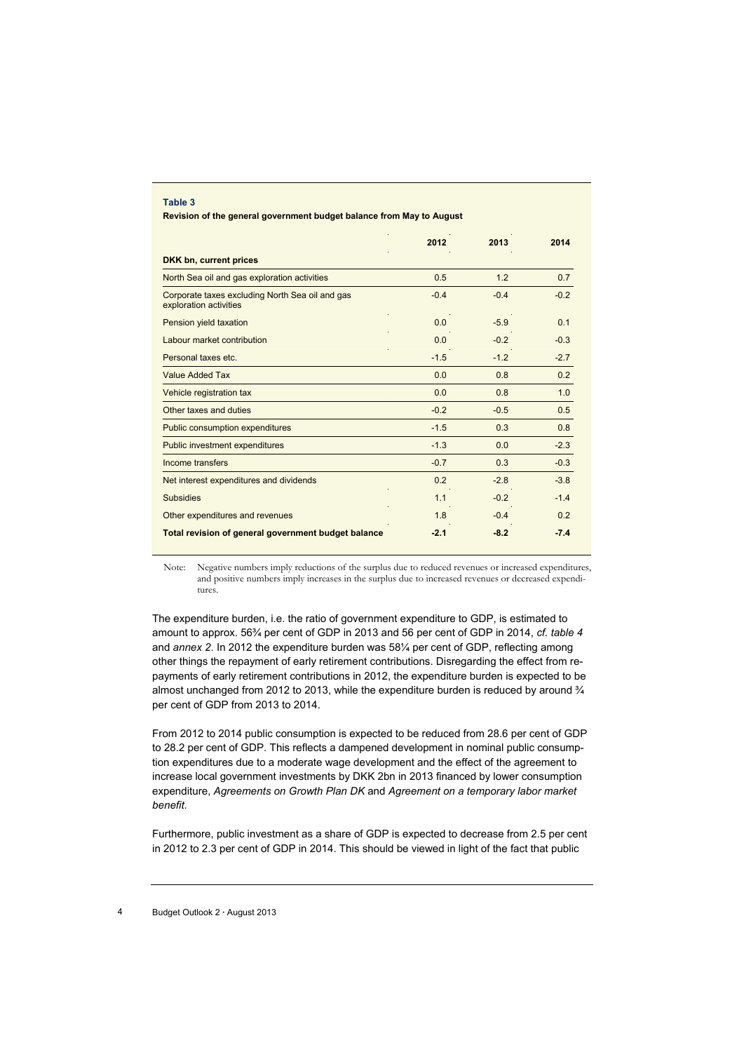**Table 3**

**Revision of the general government budget balance from May to August**

| | 2012 | 2013 | 2014 |
|---|---|---|---|
| **DKK bn, current prices** | | | |
| North Sea oil and gas exploration activities | 0.5 | 1.2 | 0.7 |
| Corporate taxes excluding North Sea oil and gas exploration activities | -0.4 | -0.4 | -0.2 |
| Pension yield taxation | 0.0 | -5.9 | 0.1 |
| Labour market contribution | 0.0 | -0.2 | -0.3 |
| Personal taxes etc. | -1.5 | -1.2 | -2.7 |
| Value Added Tax | 0.0 | 0.8 | 0.2 |
| Vehicle registration tax | 0.0 | 0.8 | 1.0 |
| Other taxes and duties | -0.2 | -0.5 | 0.5 |
| Public consumption expenditures | -1.5 | 0.3 | 0.8 |
| Public investment expenditures | -1.3 | 0.0 | -2.3 |
| Income transfers | -0.7 | 0.3 | -0.3 |
| Net interest expenditures and dividends | 0.2 | -2.8 | -3.8 |
| Subsidies | 1.1 | -0.2 | -1.4 |
| Other expenditures and revenues | 1.8 | -0.4 | 0.2 |
| **Total revision of general government budget balance** | **-2.1** | **-8.2** | **-7.4** |

Note: Negative numbers imply reductions of the surplus due to reduced revenues or increased expenditures, and positive numbers imply increases in the surplus due to increased revenues or decreased expenditures.

The expenditure burden, i.e. the ratio of government expenditure to GDP, is estimated to amount to approx. 56¾ per cent of GDP in 2013 and 56 per cent of GDP in 2014, *cf. table 4* and *annex 2*. In 2012 the expenditure burden was 58¼ per cent of GDP, reflecting among other things the repayment of early retirement contributions. Disregarding the effect from repayments of early retirement contributions in 2012, the expenditure burden is expected to be almost unchanged from 2012 to 2013, while the expenditure burden is reduced by around ¾ per cent of GDP from 2013 to 2014.

From 2012 to 2014 public consumption is expected to be reduced from 28.6 per cent of GDP to 28.2 per cent of GDP. This reflects a dampened development in nominal public consumption expenditures due to a moderate wage development and the effect of the agreement to increase local government investments by DKK 2bn in 2013 financed by lower consumption expenditure, *Agreements on Growth Plan DK* and *Agreement on a temporary labor market benefit.*

Furthermore, public investment as a share of GDP is expected to decrease from 2.5 per cent in 2012 to 2.3 per cent of GDP in 2014. This should be viewed in light of the fact that public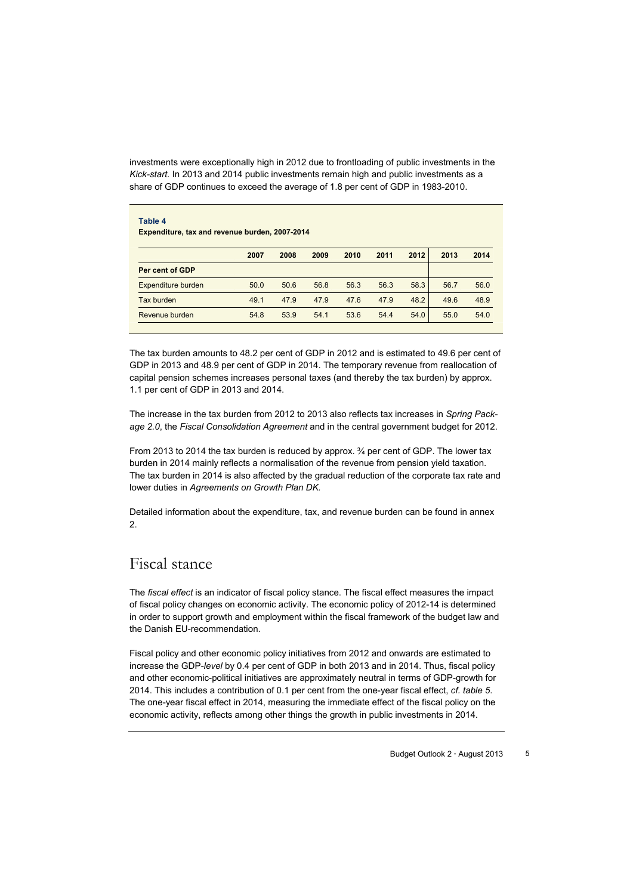investments were exceptionally high in 2012 due to frontloading of public investments in the *Kick-start.* In 2013 and 2014 public investments remain high and public investments as a share of GDP continues to exceed the average of 1.8 per cent of GDP in 1983-2010.

**Table 4**
**Expenditure, tax and revenue burden, 2007-2014**

| | 2007 | 2008 | 2009 | 2010 | 2011 | 2012 | 2013 | 2014 |
|---|---|---|---|---|---|---|---|---|
| **Per cent of GDP** | | | | | | | | |
| Expenditure burden | 50.0 | 50.6 | 56.8 | 56.3 | 56.3 | 58.3 | 56.7 | 56.0 |
| Tax burden | 49.1 | 47.9 | 47.9 | 47.6 | 47.9 | 48.2 | 49.6 | 48.9 |
| Revenue burden | 54.8 | 53.9 | 54.1 | 53.6 | 54.4 | 54.0 | 55.0 | 54.0 |

The tax burden amounts to 48.2 per cent of GDP in 2012 and is estimated to 49.6 per cent of GDP in 2013 and 48.9 per cent of GDP in 2014. The temporary revenue from reallocation of capital pension schemes increases personal taxes (and thereby the tax burden) by approx. 1.1 per cent of GDP in 2013 and 2014.

The increase in the tax burden from 2012 to 2013 also reflects tax increases in *Spring Package 2.0*, the *Fiscal Consolidation Agreement* and in the central government budget for 2012.

From 2013 to 2014 the tax burden is reduced by approx. ¾ per cent of GDP. The lower tax burden in 2014 mainly reflects a normalisation of the revenue from pension yield taxation. The tax burden in 2014 is also affected by the gradual reduction of the corporate tax rate and lower duties in *Agreements on Growth Plan DK.*

Detailed information about the expenditure, tax, and revenue burden can be found in annex 2.

# Fiscal stance

The *fiscal effect* is an indicator of fiscal policy stance. The fiscal effect measures the impact of fiscal policy changes on economic activity. The economic policy of 2012-14 is determined in order to support growth and employment within the fiscal framework of the budget law and the Danish EU-recommendation.

Fiscal policy and other economic policy initiatives from 2012 and onwards are estimated to increase the GDP-*level* by 0.4 per cent of GDP in both 2013 and in 2014. Thus, fiscal policy and other economic-political initiatives are approximately neutral in terms of GDP-growth for 2014. This includes a contribution of 0.1 per cent from the one-year fiscal effect, *cf. table 5*. The one-year fiscal effect in 2014, measuring the immediate effect of the fiscal policy on the economic activity, reflects among other things the growth in public investments in 2014.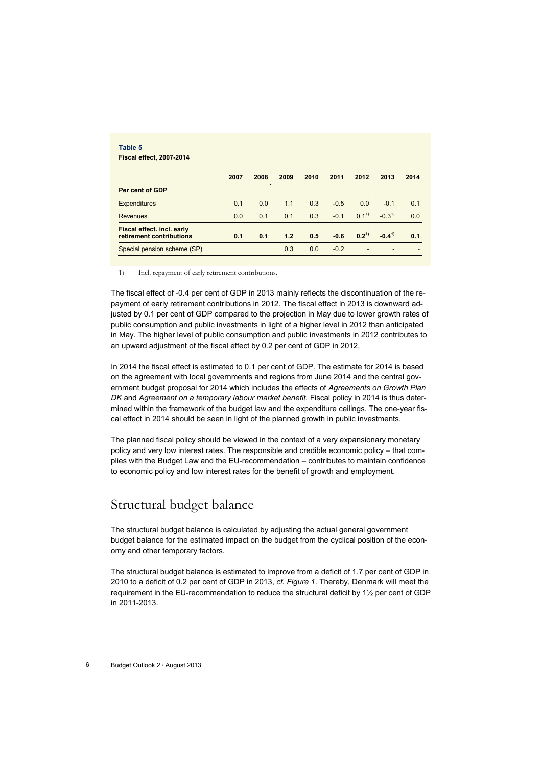**Table 5**
**Fiscal effect, 2007-2014**

| | 2007 | 2008 | 2009 | 2010 | 2011 | 2012 | 2013 | 2014 |
|---|---|---|---|---|---|---|---|---|
| **Per cent of GDP** | | | | | | | | |
| Expenditures | 0.1 | 0.0 | 1.1 | 0.3 | -0.5 | 0.0 | -0.1 | 0.1 |
| Revenues | 0.0 | 0.1 | 0.1 | 0.3 | -0.1 | 0.1[1] | -0.3[1] | 0.0 |
| **Fiscal effect. incl. early retirement contributions** | **0.1** | **0.1** | **1.2** | **0.5** | **-0.6** | **0.2[1]** | **-0.4[1]** | **0.1** |
| Special pension scheme (SP) | | | 0.3 | 0.0 | -0.2 | - | - | - |

1) Incl. repayment of early retirement contributions.

The fiscal effect of -0.4 per cent of GDP in 2013 mainly reflects the discontinuation of the repayment of early retirement contributions in 2012. The fiscal effect in 2013 is downward adjusted by 0.1 per cent of GDP compared to the projection in May due to lower growth rates of public consumption and public investments in light of a higher level in 2012 than anticipated in May. The higher level of public consumption and public investments in 2012 contributes to an upward adjustment of the fiscal effect by 0.2 per cent of GDP in 2012.

In 2014 the fiscal effect is estimated to 0.1 per cent of GDP. The estimate for 2014 is based on the agreement with local governments and regions from June 2014 and the central government budget proposal for 2014 which includes the effects of *Agreements on Growth Plan DK* and *Agreement on a temporary labour market benefit.* Fiscal policy in 2014 is thus determined within the framework of the budget law and the expenditure ceilings. The one-year fiscal effect in 2014 should be seen in light of the planned growth in public investments.

The planned fiscal policy should be viewed in the context of a very expansionary monetary policy and very low interest rates. The responsible and credible economic policy – that complies with the Budget Law and the EU-recommendation – contributes to maintain confidence to economic policy and low interest rates for the benefit of growth and employment.

## Structural budget balance

The structural budget balance is calculated by adjusting the actual general government budget balance for the estimated impact on the budget from the cyclical position of the economy and other temporary factors.

The structural budget balance is estimated to improve from a deficit of 1.7 per cent of GDP in 2010 to a deficit of 0.2 per cent of GDP in 2013, *cf. Figure 1*. Thereby, Denmark will meet the requirement in the EU-recommendation to reduce the structural deficit by 1½ per cent of GDP in 2011-2013.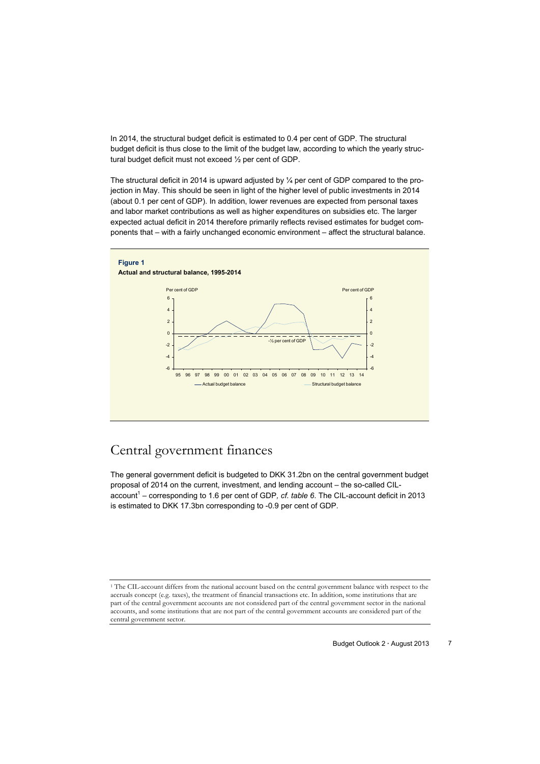In 2014, the structural budget deficit is estimated to 0.4 per cent of GDP. The structural budget deficit is thus close to the limit of the budget law, according to which the yearly structural budget deficit must not exceed ½ per cent of GDP.

The structural deficit in 2014 is upward adjusted by ¼ per cent of GDP compared to the projection in May. This should be seen in light of the higher level of public investments in 2014 (about 0.1 per cent of GDP). In addition, lower revenues are expected from personal taxes and labor market contributions as well as higher expenditures on subsidies etc. The larger expected actual deficit in 2014 therefore primarily reflects revised estimates for budget components that – with a fairly unchanged economic environment – affect the structural balance.

**Figure 1**
**Actual and structural balance, 1995-2014**

## Central government finances

The general government deficit is budgeted to DKK 31.2bn on the central government budget proposal of 2014 on the current, investment, and lending account – the so-called CIL-account[1] – corresponding to 1.6 per cent of GDP, *cf. table 6*. The CIL-account deficit in 2013 is estimated to DKK 17.3bn corresponding to -0.9 per cent of GDP.

[1] The CIL-account differs from the national account based on the central government balance with respect to the accruals concept (e.g. taxes), the treatment of financial transactions etc. In addition, some institutions that are part of the central government accounts are not considered part of the central government sector in the national accounts, and some institutions that are not part of the central government accounts are considered part of the central government sector.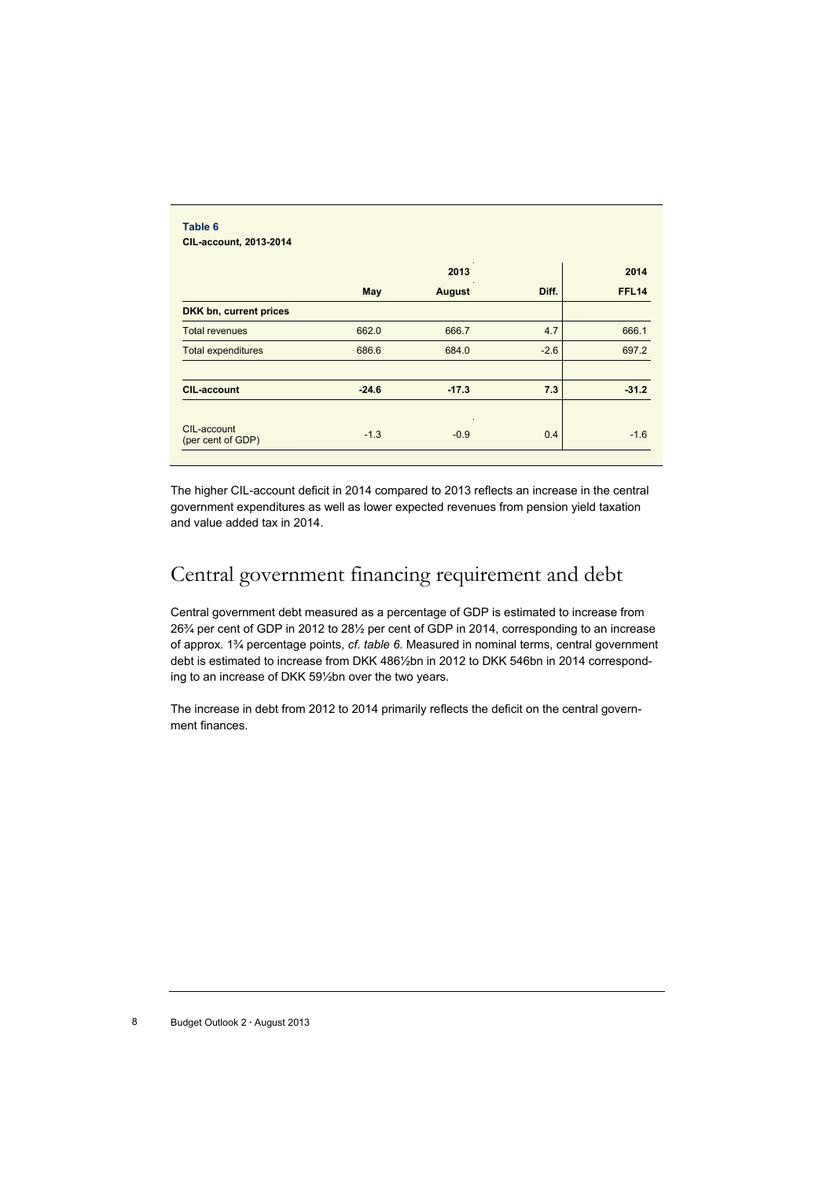**Table 6**
**CIL-account, 2013-2014**

| | 2013 | | | 2014 |
|---|---|---|---|---|
| | **May** | **August** | **Diff.** | **FFL14** |
| **DKK bn, current prices** | | | | |
| Total revenues | 662.0 | 666.7 | 4.7 | 666.1 |
| Total expenditures | 686.6 | 684.0 | -2.6 | 697.2 |
| | | | | |
| **CIL-account** | **-24.6** | **-17.3** | **7.3** | **-31.2** |
| CIL-account (per cent of GDP) | -1.3 | -0.9 | 0.4 | -1.6 |

The higher CIL-account deficit in 2014 compared to 2013 reflects an increase in the central government expenditures as well as lower expected revenues from pension yield taxation and value added tax in 2014.

# Central government financing requirement and debt

Central government debt measured as a percentage of GDP is estimated to increase from 26¾ per cent of GDP in 2012 to 28½ per cent of GDP in 2014, corresponding to an increase of approx. 1¾ percentage points, *cf. table 6*. Measured in nominal terms, central government debt is estimated to increase from DKK 486½bn in 2012 to DKK 546bn in 2014 corresponding to an increase of DKK 59½bn over the two years.

The increase in debt from 2012 to 2014 primarily reflects the deficit on the central government finances.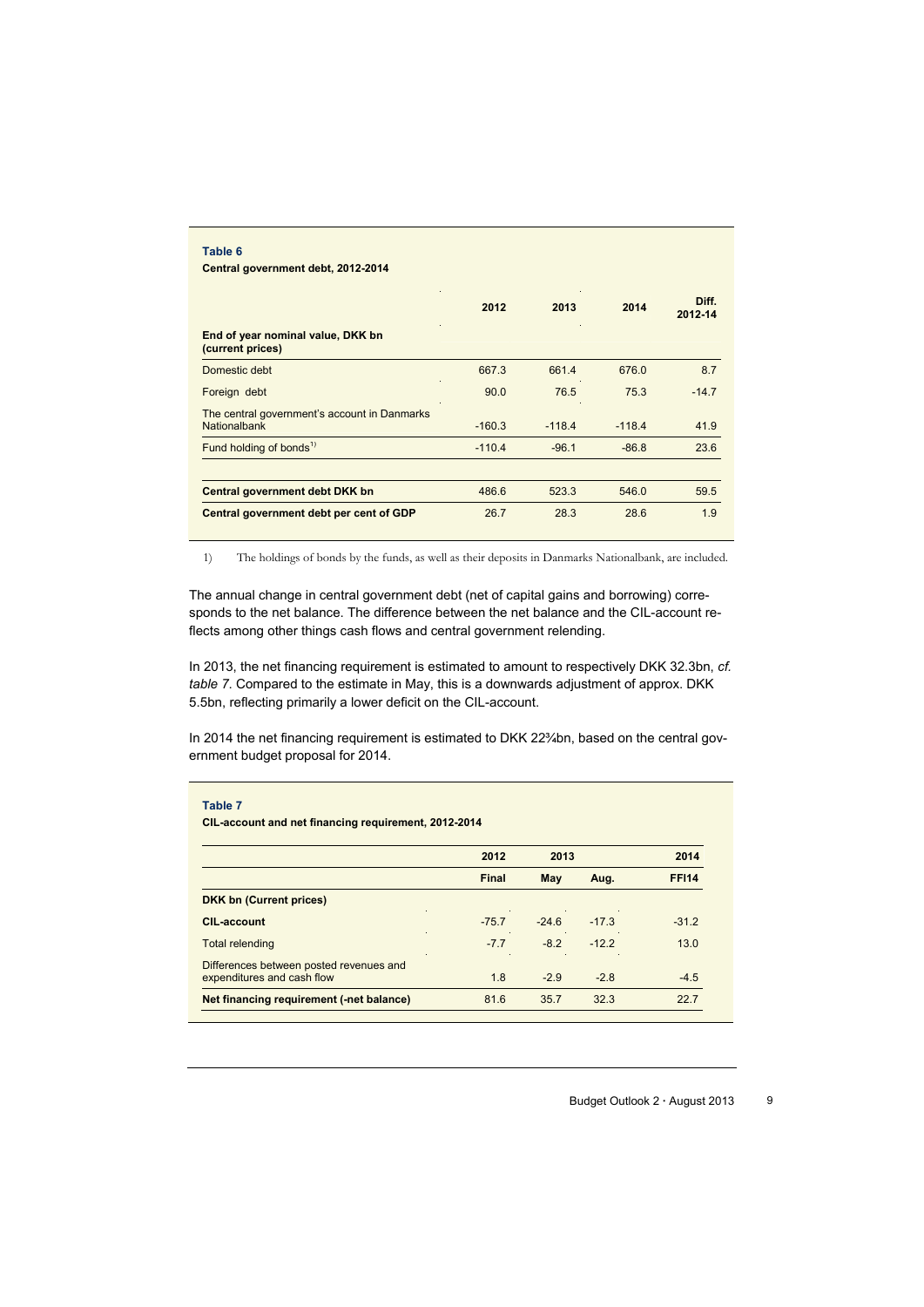**Table 6**

**Central government debt, 2012-2014**

| End of year nominal value, DKK bn (current prices) | 2012 | 2013 | 2014 | Diff. 2012-14 |
|---|---|---|---|---|
| Domestic debt | 667.3 | 661.4 | 676.0 | 8.7 |
| Foreign debt | 90.0 | 76.5 | 75.3 | -14.7 |
| The central government's account in Danmarks Nationalbank | -160.3 | -118.4 | -118.4 | 41.9 |
| Fund holding of bonds[1] | -110.4 | -96.1 | -86.8 | 23.6 |
| **Central government debt DKK bn** | 486.6 | 523.3 | 546.0 | 59.5 |
| **Central government debt per cent of GDP** | 26.7 | 28.3 | 28.6 | 1.9 |

1) The holdings of bonds by the funds, as well as their deposits in Danmarks Nationalbank, are included.

The annual change in central government debt (net of capital gains and borrowing) corresponds to the net balance. The difference between the net balance and the CIL-account reflects among other things cash flows and central government relending.

In 2013, the net financing requirement is estimated to amount to respectively DKK 32.3bn, *cf. table 7*. Compared to the estimate in May, this is a downwards adjustment of approx. DKK 5.5bn, reflecting primarily a lower deficit on the CIL-account.

In 2014 the net financing requirement is estimated to DKK 22¾bn, based on the central government budget proposal for 2014.

**Table 7**

**CIL-account and net financing requirement, 2012-2014**

| | 2012 | 2013 | | 2014 |
|---|---|---|---|---|
| | **Final** | **May** | **Aug.** | **FFI14** |
| **DKK bn (Current prices)** | | | | |
| **CIL-account** | -75.7 | -24.6 | -17.3 | -31.2 |
| Total relending | -7.7 | -8.2 | -12.2 | 13.0 |
| Differences between posted revenues and expenditures and cash flow | 1.8 | -2.9 | -2.8 | -4.5 |
| **Net financing requirement (-net balance)** | 81.6 | 35.7 | 32.3 | 22.7 |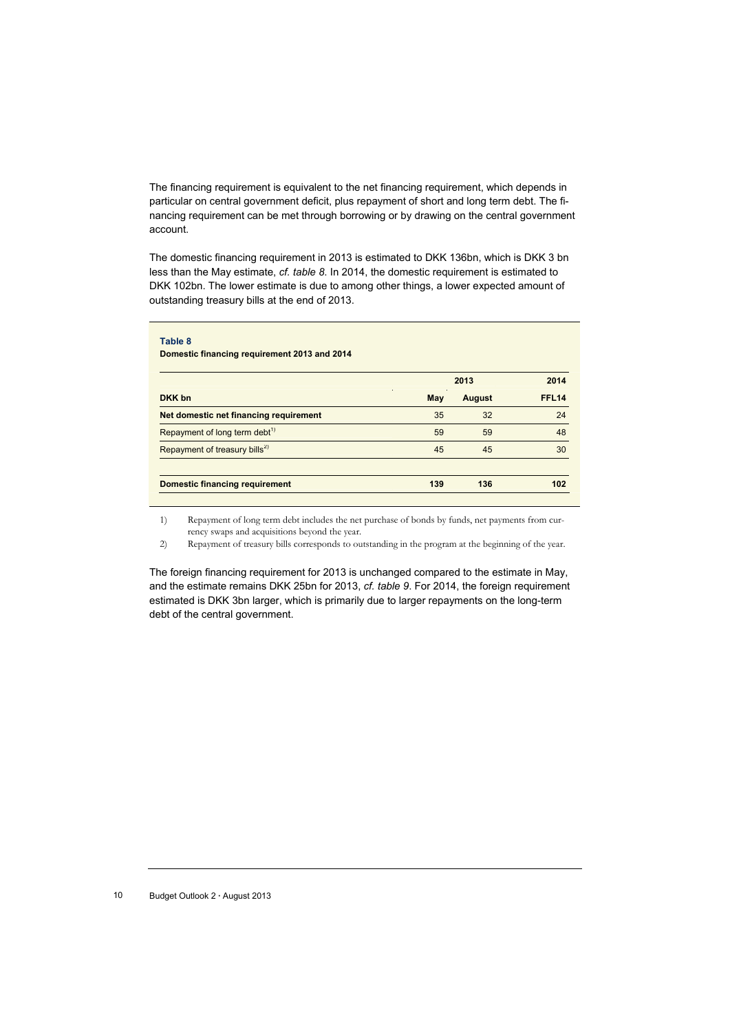The financing requirement is equivalent to the net financing requirement, which depends in particular on central government deficit, plus repayment of short and long term debt. The financing requirement can be met through borrowing or by drawing on the central government account.

The domestic financing requirement in 2013 is estimated to DKK 136bn, which is DKK 3 bn less than the May estimate, *cf. table 8*. In 2014, the domestic requirement is estimated to DKK 102bn. The lower estimate is due to among other things, a lower expected amount of outstanding treasury bills at the end of 2013.

**Table 8**

**Domestic financing requirement 2013 and 2014**

| | 2013 | | 2014 |
|---|---|---|---|
| **DKK bn** | **May** | **August** | **FFL14** |
| **Net domestic net financing requirement** | 35 | 32 | 24 |
| Repayment of long term debt[1)] | 59 | 59 | 48 |
| Repayment of treasury bills[2)] | 45 | 45 | 30 |
| | | | |
| **Domestic financing requirement** | **139** | **136** | **102** |

1) Repayment of long term debt includes the net purchase of bonds by funds, net payments from currency swaps and acquisitions beyond the year.

2) Repayment of treasury bills corresponds to outstanding in the program at the beginning of the year.

The foreign financing requirement for 2013 is unchanged compared to the estimate in May, and the estimate remains DKK 25bn for 2013, *cf. table 9*. For 2014, the foreign requirement estimated is DKK 3bn larger, which is primarily due to larger repayments on the long-term debt of the central government.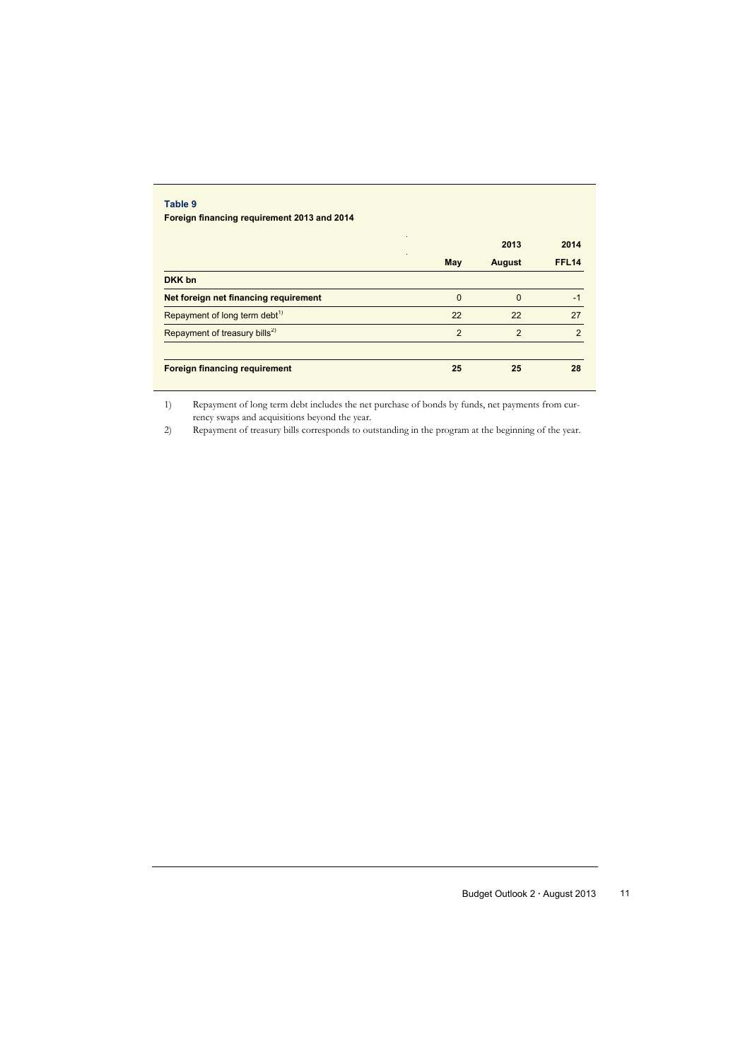**Table 9**

**Foreign financing requirement 2013 and 2014**

| | 2013 | | 2014 |
|---|---|---|---|
| | **May** | **August** | **FFL14** |
| **DKK bn** | | | |
| **Net foreign net financing requirement** | 0 | 0 | -1 |
| Repayment of long term debt[1)] | 22 | 22 | 27 |
| Repayment of treasury bills[2)] | 2 | 2 | 2 |
| | | | |
| **Foreign financing requirement** | **25** | **25** | **28** |

1) Repayment of long term debt includes the net purchase of bonds by funds, net payments from currency swaps and acquisitions beyond the year.

2) Repayment of treasury bills corresponds to outstanding in the program at the beginning of the year.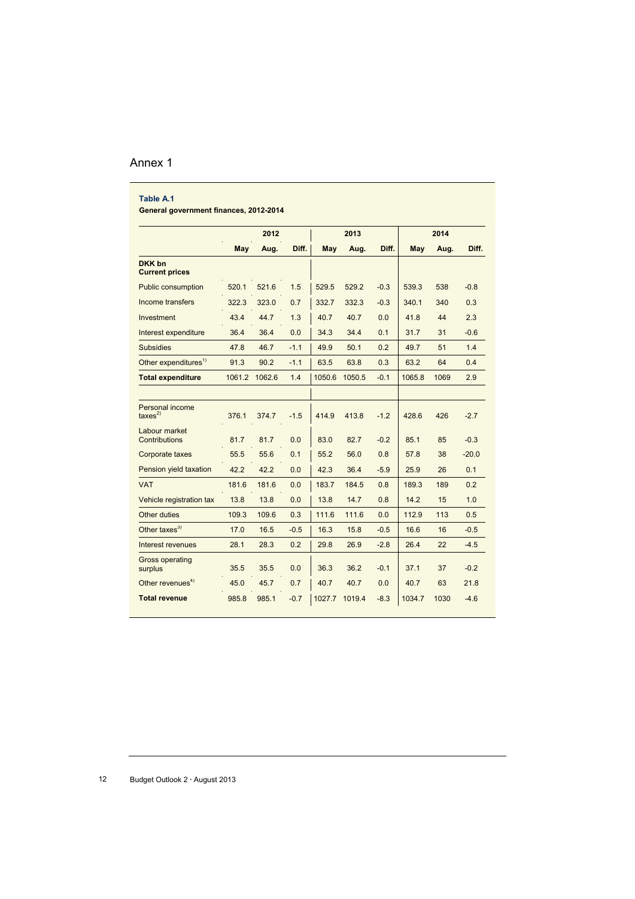# Annex 1

**Table A.1**

**General government finances, 2012-2014**

| | 2012 | | | 2013 | | | 2014 | | |
|---|---|---|---|---|---|---|---|---|---|
| | **May** | **Aug.** | **Diff.** | **May** | **Aug.** | **Diff.** | **May** | **Aug.** | **Diff.** |
| **DKK bn** **Current prices** | | | | | | | | | |
| Public consumption | 520.1 | 521.6 | 1.5 | 529.5 | 529.2 | -0.3 | 539.3 | 538 | -0.8 |
| Income transfers | 322.3 | 323.0 | 0.7 | 332.7 | 332.3 | -0.3 | 340.1 | 340 | 0.3 |
| Investment | 43.4 | 44.7 | 1.3 | 40.7 | 40.7 | 0.0 | 41.8 | 44 | 2.3 |
| Interest expenditure | 36.4 | 36.4 | 0.0 | 34.3 | 34.4 | 0.1 | 31.7 | 31 | -0.6 |
| Subsidies | 47.8 | 46.7 | -1.1 | 49.9 | 50.1 | 0.2 | 49.7 | 51 | 1.4 |
| Other expenditures[1)] | 91.3 | 90.2 | -1.1 | 63.5 | 63.8 | 0.3 | 63.2 | 64 | 0.4 |
| **Total expenditure** | 1061.2 | 1062.6 | 1.4 | 1050.6 | 1050.5 | -0.1 | 1065.8 | 1069 | 2.9 |
| | | | | | | | | | |
| Personal income taxes[2)] | 376.1 | 374.7 | -1.5 | 414.9 | 413.8 | -1.2 | 428.6 | 426 | -2.7 |
| Labour market Contributions | 81.7 | 81.7 | 0.0 | 83.0 | 82.7 | -0.2 | 85.1 | 85 | -0.3 |
| Corporate taxes | 55.5 | 55.6 | 0.1 | 55.2 | 56.0 | 0.8 | 57.8 | 38 | -20.0 |
| Pension yield taxation | 42.2 | 42.2 | 0.0 | 42.3 | 36.4 | -5.9 | 25.9 | 26 | 0.1 |
| VAT | 181.6 | 181.6 | 0.0 | 183.7 | 184.5 | 0.8 | 189.3 | 189 | 0.2 |
| Vehicle registration tax | 13.8 | 13.8 | 0.0 | 13.8 | 14.7 | 0.8 | 14.2 | 15 | 1.0 |
| Other duties | 109.3 | 109.6 | 0.3 | 111.6 | 111.6 | 0.0 | 112.9 | 113 | 0.5 |
| Other taxes[3)] | 17.0 | 16.5 | -0.5 | 16.3 | 15.8 | -0.5 | 16.6 | 16 | -0.5 |
| Interest revenues | 28.1 | 28.3 | 0.2 | 29.8 | 26.9 | -2.8 | 26.4 | 22 | -4.5 |
| Gross operating surplus | 35.5 | 35.5 | 0.0 | 36.3 | 36.2 | -0.1 | 37.1 | 37 | -0.2 |
| Other revenues[4)] | 45.0 | 45.7 | 0.7 | 40.7 | 40.7 | 0.0 | 40.7 | 63 | 21.8 |
| **Total revenue** | 985.8 | 985.1 | -0.7 | 1027.7 | 1019.4 | -8.3 | 1034.7 | 1030 | -4.6 |

Budget Outlook 2 · August 2013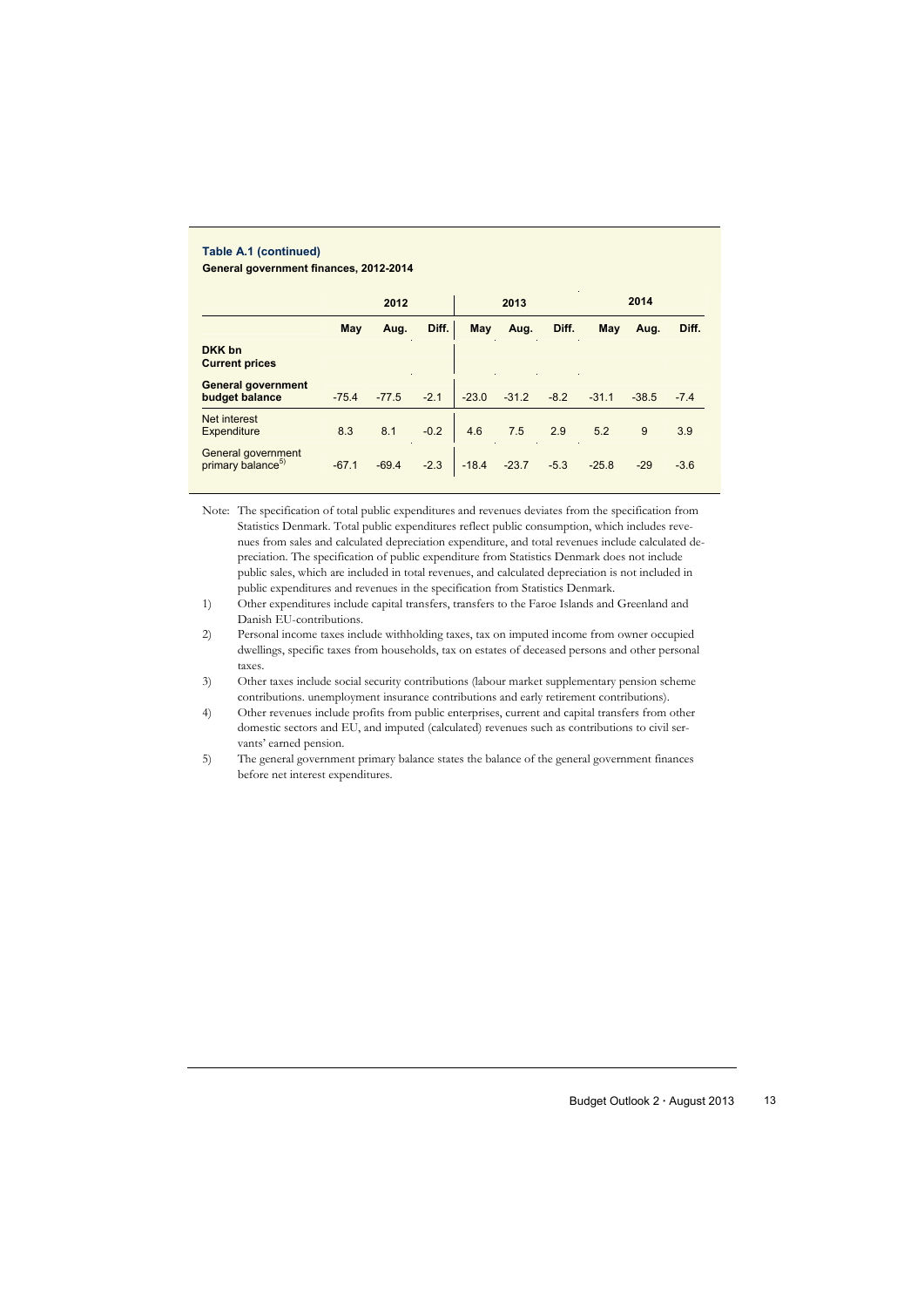**Table A.1 (continued)**

**General government finances, 2012-2014**

| | 2012 | | | 2013 | | | 2014 | | |
|---|---|---|---|---|---|---|---|---|---|
| | **May** | **Aug.** | **Diff.** | **May** | **Aug.** | **Diff.** | **May** | **Aug.** | **Diff.** |
| **DKK bn Current prices** | | | | | | | | | |
| **General government budget balance** | -75.4 | -77.5 | -2.1 | -23.0 | -31.2 | -8.2 | -31.1 | -38.5 | -7.4 |
| Net interest Expenditure | 8.3 | 8.1 | -0.2 | 4.6 | 7.5 | 2.9 | 5.2 | 9 | 3.9 |
| General government primary balance[5)] | -67.1 | -69.4 | -2.3 | -18.4 | -23.7 | -5.3 | -25.8 | -29 | -3.6 |

Note: The specification of total public expenditures and revenues deviates from the specification from Statistics Denmark. Total public expenditures reflect public consumption, which includes revenues from sales and calculated depreciation expenditure, and total revenues include calculated depreciation. The specification of public expenditure from Statistics Denmark does not include public sales, which are included in total revenues, and calculated depreciation is not included in public expenditures and revenues in the specification from Statistics Denmark.

1) Other expenditures include capital transfers, transfers to the Faroe Islands and Greenland and Danish EU-contributions.

2) Personal income taxes include withholding taxes, tax on imputed income from owner occupied dwellings, specific taxes from households, tax on estates of deceased persons and other personal taxes.

3) Other taxes include social security contributions (labour market supplementary pension scheme contributions. unemployment insurance contributions and early retirement contributions).

4) Other revenues include profits from public enterprises, current and capital transfers from other domestic sectors and EU, and imputed (calculated) revenues such as contributions to civil servants' earned pension.

5) The general government primary balance states the balance of the general government finances before net interest expenditures.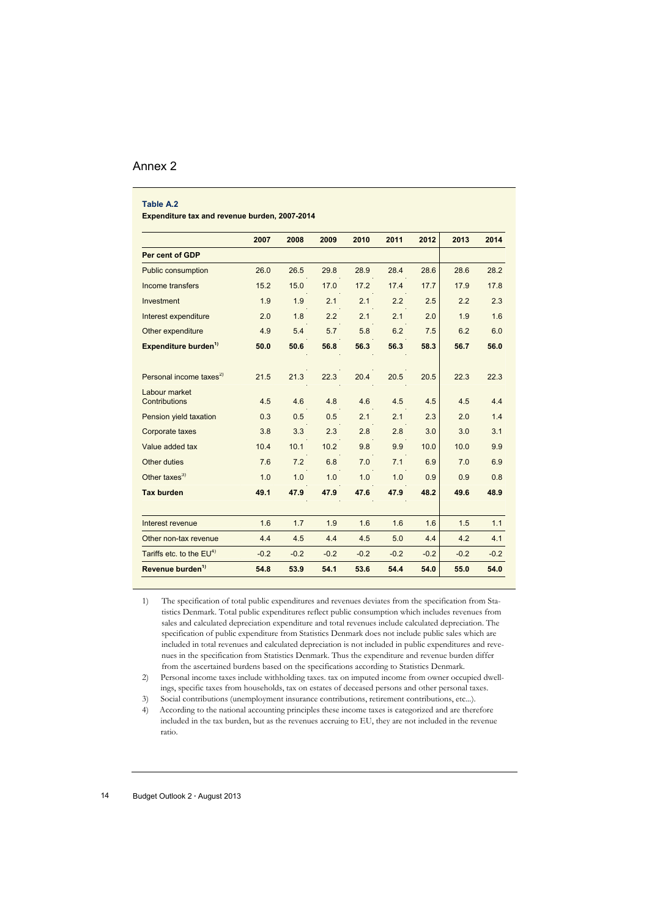# Annex 2

**Table A.2**

**Expenditure tax and revenue burden, 2007-2014**

| | 2007 | 2008 | 2009 | 2010 | 2011 | 2012 | 2013 | 2014 |
|---|---|---|---|---|---|---|---|---|
| **Per cent of GDP** | | | | | | | | |
| Public consumption | 26.0 | 26.5 | 29.8 | 28.9 | 28.4 | 28.6 | 28.6 | 28.2 |
| Income transfers | 15.2 | 15.0 | 17.0 | 17.2 | 17.4 | 17.7 | 17.9 | 17.8 |
| Investment | 1.9 | 1.9 | 2.1 | 2.1 | 2.2 | 2.5 | 2.2 | 2.3 |
| Interest expenditure | 2.0 | 1.8 | 2.2 | 2.1 | 2.1 | 2.0 | 1.9 | 1.6 |
| Other expenditure | 4.9 | 5.4 | 5.7 | 5.8 | 6.2 | 7.5 | 6.2 | 6.0 |
| **Expenditure burden[1)]** | **50.0** | **50.6** | **56.8** | **56.3** | **56.3** | **58.3** | **56.7** | **56.0** |
| | | | | | | | | |
| Personal income taxes[2)] | 21.5 | 21.3 | 22.3 | 20.4 | 20.5 | 20.5 | 22.3 | 22.3 |
| Labour market Contributions | 4.5 | 4.6 | 4.8 | 4.6 | 4.5 | 4.5 | 4.5 | 4.4 |
| Pension yield taxation | 0.3 | 0.5 | 0.5 | 2.1 | 2.1 | 2.3 | 2.0 | 1.4 |
| Corporate taxes | 3.8 | 3.3 | 2.3 | 2.8 | 2.8 | 3.0 | 3.0 | 3.1 |
| Value added tax | 10.4 | 10.1 | 10.2 | 9.8 | 9.9 | 10.0 | 10.0 | 9.9 |
| Other duties | 7.6 | 7.2 | 6.8 | 7.0 | 7.1 | 6.9 | 7.0 | 6.9 |
| Other taxes[3)] | 1.0 | 1.0 | 1.0 | 1.0 | 1.0 | 0.9 | 0.9 | 0.8 |
| **Tax burden** | **49.1** | **47.9** | **47.9** | **47.6** | **47.9** | **48.2** | **49.6** | **48.9** |
| | | | | | | | | |
| Interest revenue | 1.6 | 1.7 | 1.9 | 1.6 | 1.6 | 1.6 | 1.5 | 1.1 |
| Other non-tax revenue | 4.4 | 4.5 | 4.4 | 4.5 | 5.0 | 4.4 | 4.2 | 4.1 |
| Tariffs etc. to the EU[4)] | -0.2 | -0.2 | -0.2 | -0.2 | -0.2 | -0.2 | -0.2 | -0.2 |
| **Revenue burden[1)]** | **54.8** | **53.9** | **54.1** | **53.6** | **54.4** | **54.0** | **55.0** | **54.0** |

1) The specification of total public expenditures and revenues deviates from the specification from Statistics Denmark. Total public expenditures reflect public consumption which includes revenues from sales and calculated depreciation expenditure and total revenues include calculated depreciation. The specification of public expenditure from Statistics Denmark does not include public sales which are included in total revenues and calculated depreciation is not included in public expenditures and revenues in the specification from Statistics Denmark. Thus the expenditure and revenue burden differ from the ascertained burdens based on the specifications according to Statistics Denmark.

2) Personal income taxes include withholding taxes. tax on imputed income from owner occupied dwellings, specific taxes from households, tax on estates of deceased persons and other personal taxes.

3) Social contributions (unemployment insurance contributions, retirement contributions, etc...).

4) According to the national accounting principles these income taxes is categorized and are therefore included in the tax burden, but as the revenues accruing to EU, they are not included in the revenue ratio.